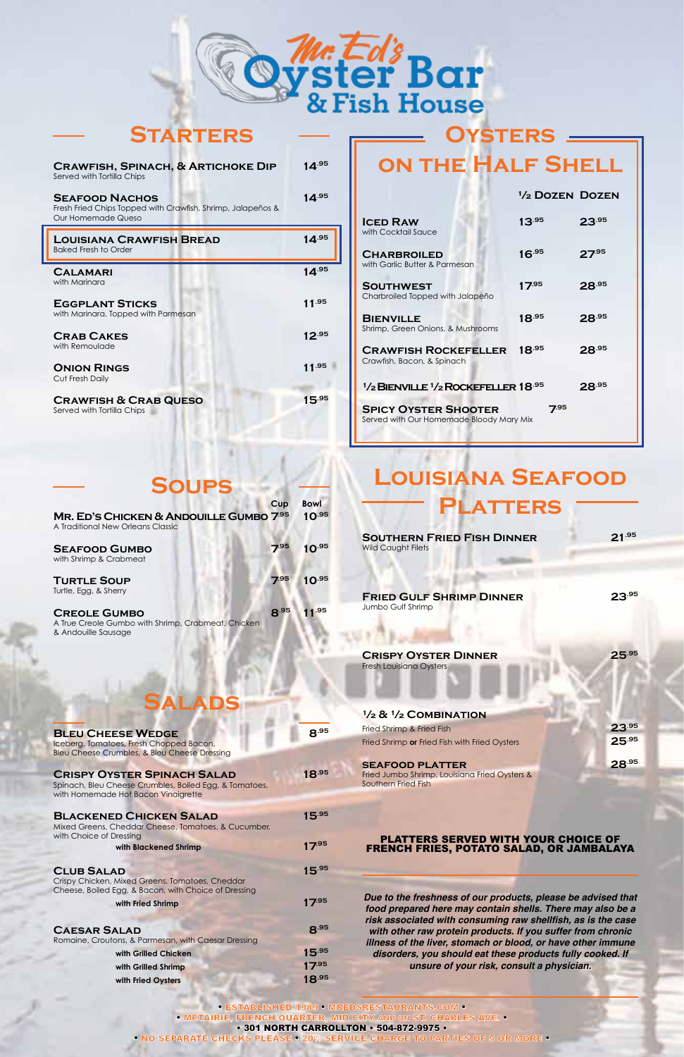# Mr. Ed's Oyster Bar & Fish House

## Starters

| Item | Price |
|---|---|
| **Crawfish, Spinach, & Artichoke Dip** Served with Tortilla Chips | 14.95 |
| **Seafood Nachos** Fresh Fried Chips Topped with Crawfish, Shrimp, Jalapeños & Our Homemade Queso | 14.95 |
| **Louisiana Crawfish Bread** Baked Fresh to Order | 14.95 |
| **Calamari** with Marinara | 14.95 |
| **Eggplant Sticks** with Marinara, Topped with Parmesan | 11.95 |
| **Crab Cakes** with Remoulade | 12.95 |
| **Onion Rings** Cut Fresh Daily | 11.95 |
| **Crawfish & Crab Queso** Served with Tortilla Chips | 15.95 |

## Oysters on the Half Shell

| Item | ½ Dozen | Dozen |
|---|---|---|
| **Iced Raw** with Cocktail Sauce | 13.95 | 23.95 |
| **Charbroiled** with Garlic Butter & Parmesan | 16.95 | 27.95 |
| **Southwest** Charbroiled Topped with Jalapeño | 17.95 | 28.95 |
| **Bienville** Shrimp, Green Onions, & Mushrooms | 18.95 | 28.95 |
| **Crawfish Rockefeller** Crawfish, Bacon, & Spinach | 18.95 | 28.95 |
| **½ Bienville ½ Rockefeller** | 18.95 | 28.95 |
| **Spicy Oyster Shooter** Served with Our Homemade Bloody Mary Mix | 7.95 | |

## Soups

| Item | Cup | Bowl |
|---|---|---|
| **Mr. Ed's Chicken & Andouille Gumbo** A Traditional New Orleans Classic | 7.95 | 10.95 |
| **Seafood Gumbo** with Shrimp & Crabmeat | 7.95 | 10.95 |
| **Turtle Soup** Turtle, Egg, & Sherry | 7.95 | 10.95 |
| **Creole Gumbo** A True Creole Gumbo with Shrimp, Crabmeat, Chicken & Andouille Sausage | 8.95 | 11.95 |

## Louisiana Seafood Platters

| Item | Price |
|---|---|
| **Southern Fried Fish Dinner** Wild Caught Filets | 21.95 |
| **Fried Gulf Shrimp Dinner** Jumbo Gulf Shrimp | 23.95 |
| **Crispy Oyster Dinner** Fresh Louisiana Oysters | 25.95 |
| **½ & ½ Combination** | |
| Fried Shrimp & Fried Fish | 23.95 |
| Fried Shrimp **or** Fried Fish with Fried Oysters | 25.95 |
| **Seafood Platter** Fried Jumbo Shrimp, Louisiana Fried Oysters & Southern Fried Fish | 28.95 |

**PLATTERS SERVED WITH YOUR CHOICE OF FRENCH FRIES, POTATO SALAD, OR JAMBALAYA**

## Salads

| Item | Price |
|---|---|
| **Bleu Cheese Wedge** Iceberg, Tomatoes, Fresh Chopped Bacon, Bleu Cheese Crumbles, & Bleu Cheese Dressing | 8.95 |
| **Crispy Oyster Spinach Salad** Spinach, Bleu Cheese Crumbles, Boiled Egg, & Tomatoes, with Homemade Hot Bacon Vinaigrette | 18.95 |
| **Blackened Chicken Salad** Mixed Greens, Cheddar Cheese, Tomatoes, & Cucumber, with Choice of Dressing | 15.95 |
| with Blackened Shrimp | 17.95 |
| **Club Salad** Crispy Chicken, Mixed Greens, Tomatoes, Cheddar Cheese, Boiled Egg, & Bacon, with Choice of Dressing | 15.95 |
| with Fried Shrimp | 17.95 |
| **Caesar Salad** Romaine, Croutons, & Parmesan, with Caesar Dressing | 8.95 |
| with Grilled Chicken | 15.95 |
| with Grilled Shrimp | 17.95 |
| with Fried Oysters | 18.95 |

*Due to the freshness of our products, please be advised that food prepared here may contain shells. There may also be a risk associated with consuming raw shellfish, as is the case with other raw protein products. If you suffer from chronic illness of the liver, stomach or blood, or have other immune disorders, you should eat these products fully cooked. If unsure of your risk, consult a physician.*

• ESTABLISHED 1989 • MREDSRESTAURANTS.COM •
• METAIRIE, FRENCH QUARTER, MID CITY AND ON ST. CHARLES AVE. •
• 301 NORTH CARROLLTON • 504-872-9975 •
• NO SEPARATE CHECKS PLEASE • 20% SERVICE CHARGE TO PARTIES OF 5 OR MORE •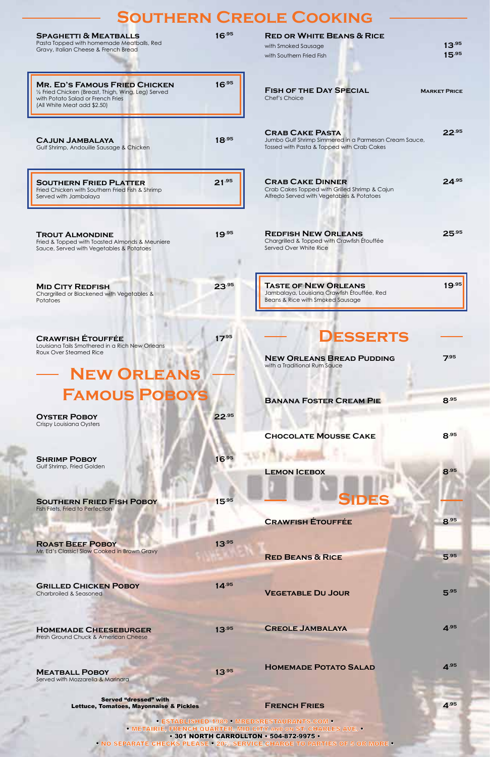# Southern Creole Cooking

**Spaghetti & Meatballs** — 16.95
Pasta Topped with homemade Meatballs, Red Gravy, Italian Cheese & French Bread

**Mr. Ed's Famous Fried Chicken** — 16.95
½ Fried Chicken (Breast, Thigh, Wing, Leg) Served with Potato Salad or French Fries
(All White Meat add $2.50)

**Cajun Jambalaya** — 18.95
Gulf Shrimp, Andouille Sausage & Chicken

**Southern Fried Platter** — 21.95
Fried Chicken with Southern Fried Fish & Shrimp Served with Jambalaya

**Trout Almondine** — 19.95
Fried & Topped with Toasted Almonds & Meuniere Sauce, Served with Vegetables & Potatoes

**Mid City Redfish** — 23.95
Chargrilled or Blackened with Vegetables & Potatoes

**Crawfish Étouffée** — 17.95
Louisiana Tails Smothered in a Rich New Orleans Roux Over Steamed Rice

**Red or White Beans & Rice**
with Smoked Sausage — 13.95
with Southern Fried Fish — 15.95

**Fish of the Day Special** — Market Price
Chef's Choice

**Crab Cake Pasta** — 22.95
Jumbo Gulf Shrimp Simmered in a Parmesan Cream Sauce, Tossed with Pasta & Topped with Crab Cakes

**Crab Cake Dinner** — 24.95
Crab Cakes Topped with Grilled Shrimp & Cajun Alfredo Served with Vegetables & Potatoes

**Redfish New Orleans** — 25.95
Chargrilled & Topped with Crawfish Étouffée Served Over White Rice

**Taste of New Orleans** — 19.95
Jambalaya, Louisiana Crawfish Étouffée, Red Beans & Rice with Smoked Sausage

## New Orleans Famous Poboys

**Oyster Poboy** — 22.95
Crispy Louisiana Oysters

**Shrimp Poboy** — 16.95
Gulf Shrimp, Fried Golden

**Southern Fried Fish Poboy** — 15.95
Fish Filets, Fried to Perfection

**Roast Beef Poboy** — 13.95
Mr. Ed's Classic! Slow Cooked in Brown Gravy

**Grilled Chicken Poboy** — 14.95
Charbroiled & Seasoned

**Homemade Cheeseburger** — 13.95
Fresh Ground Chuck & American Cheese

**Meatball Poboy** — 13.95
Served with Mozzarella & Marinara

**Served "dressed" with Lettuce, Tomatoes, Mayonnaise & Pickles**

## Desserts

**New Orleans Bread Pudding** — 7.95
with a Traditional Rum Sauce

**Banana Foster Cream Pie** — 8.95

**Chocolate Mousse Cake** — 8.95

**Lemon Icebox** — 8.95

## Sides

**Crawfish Étouffée** — 8.95

**Red Beans & Rice** — 5.95

**Vegetable Du Jour** — 5.95

**Creole Jambalaya** — 4.95

**Homemade Potato Salad** — 4.95

**French Fries** — 4.95

• ESTABLISHED 1989 • MREDSRESTAURANTS.COM •
• METAIRIE, FRENCH QUARTER, MID CITY AND ON ST. CHARLES AVE. •
• 301 NORTH CARROLLTON • 504-872-9975 •
• NO SEPARATE CHECKS PLEASE • 20% SERVICE CHARGE TO PARTIES OF 5 OR MORE •